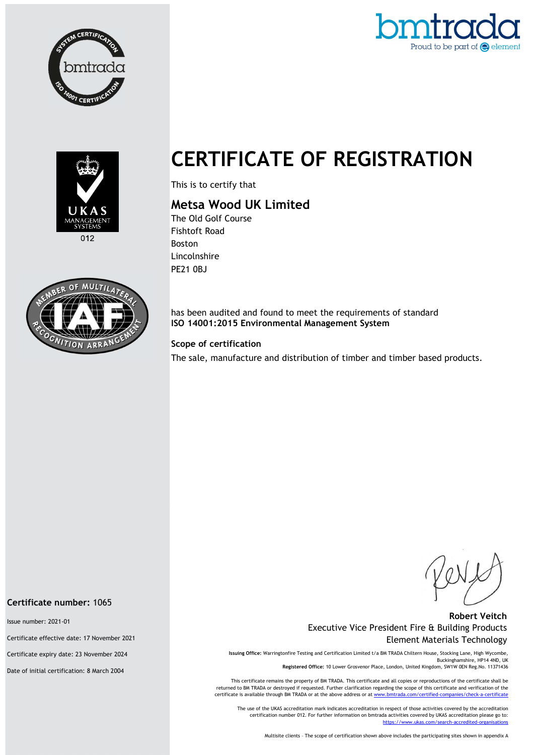# CERTIFICATE OF REGISTRATION

This is to certify that

## Metsa Wood UK Limited

The Old Golf Course
Fishtoft Road
Boston
Lincolnshire
PE21 0BJ

has been audited and found to meet the requirements of standard
**ISO 14001:2015 Environmental Management System**

**Scope of certification**

The sale, manufacture and distribution of timber and timber based products.

**Certificate number:** 1065

Issue number: 2021-01

Certificate effective date: 17 November 2021

Certificate expiry date: 23 November 2024

Date of initial certification: 8 March 2004

**Robert Veitch**
Executive Vice President Fire & Building Products
Element Materials Technology

**Issuing Office:** Warringtonfire Testing and Certification Limited t/a BM TRADA Chiltern House, Stocking Lane, High Wycombe, Buckinghamshire, HP14 4ND, UK
**Registered Office:** 10 Lower Grosvenor Place, London, United Kingdom, SW1W 0EN Reg.No. 11371436

This certificate remains the property of BM TRADA. This certificate and all copies or reproductions of the certificate shall be returned to BM TRADA or destroyed if requested. Further clarification regarding the scope of this certificate and verification of the certificate is available through BM TRADA or at the above address or at www.bmtrada.com/certified-companies/check-a-certificate

The use of the UKAS accreditation mark indicates accreditation in respect of those activities covered by the accreditation certification number 012. For further information on bmtrada activities covered by UKAS accreditation please go to: https://www.ukas.com/search-accredited-organisations

Multisite clients – The scope of certification shown above includes the participating sites shown in appendix A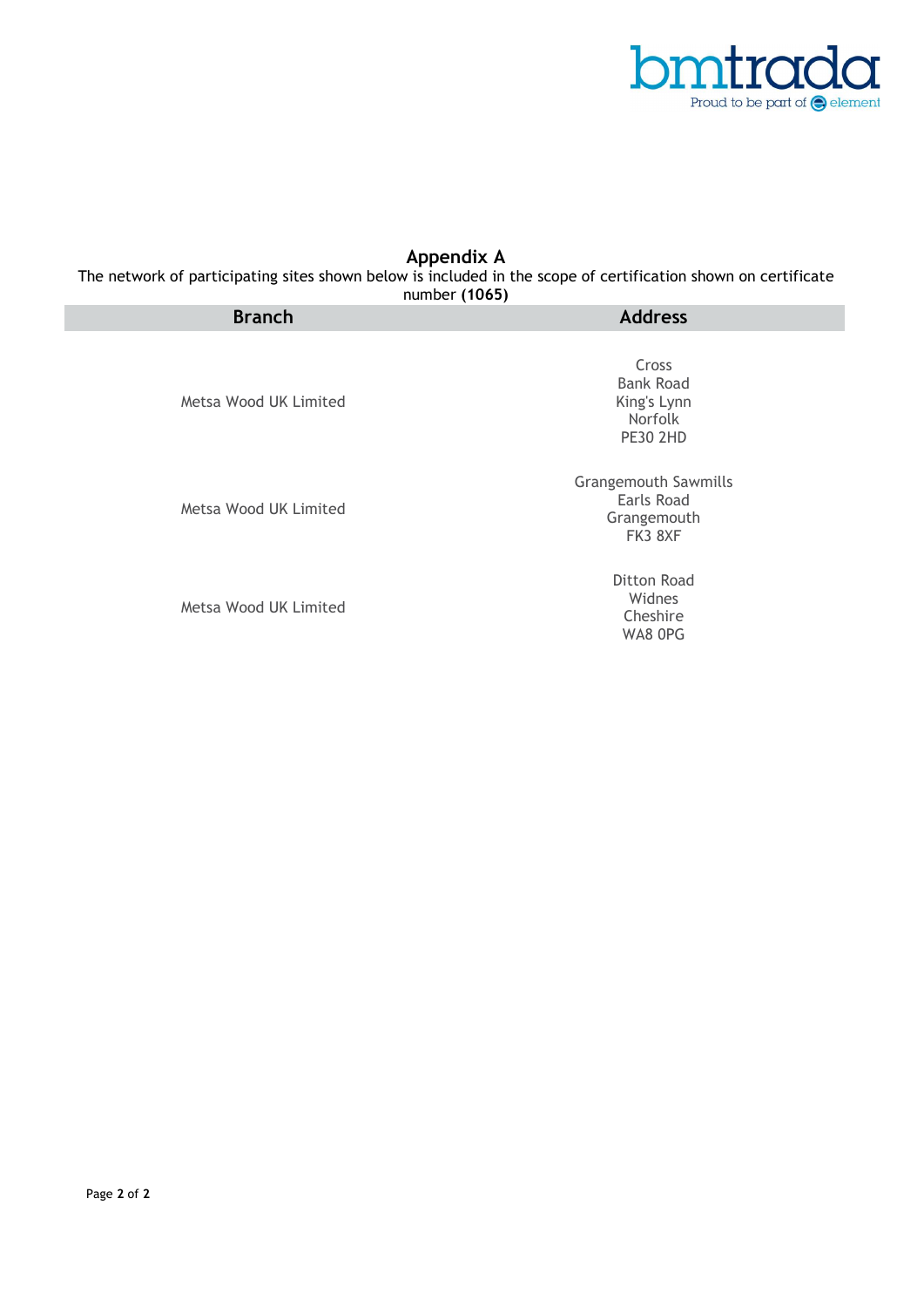## Appendix A

The network of participating sites shown below is included in the scope of certification shown on certificate number **(1065)**

| Branch | Address |
|---|---|
| Metsa Wood UK Limited | Cross<br>Bank Road<br>King's Lynn<br>Norfolk<br>PE30 2HD |
| Metsa Wood UK Limited | Grangemouth Sawmills<br>Earls Road<br>Grangemouth<br>FK3 8XF |
| Metsa Wood UK Limited | Ditton Road<br>Widnes<br>Cheshire<br>WA8 0PG |